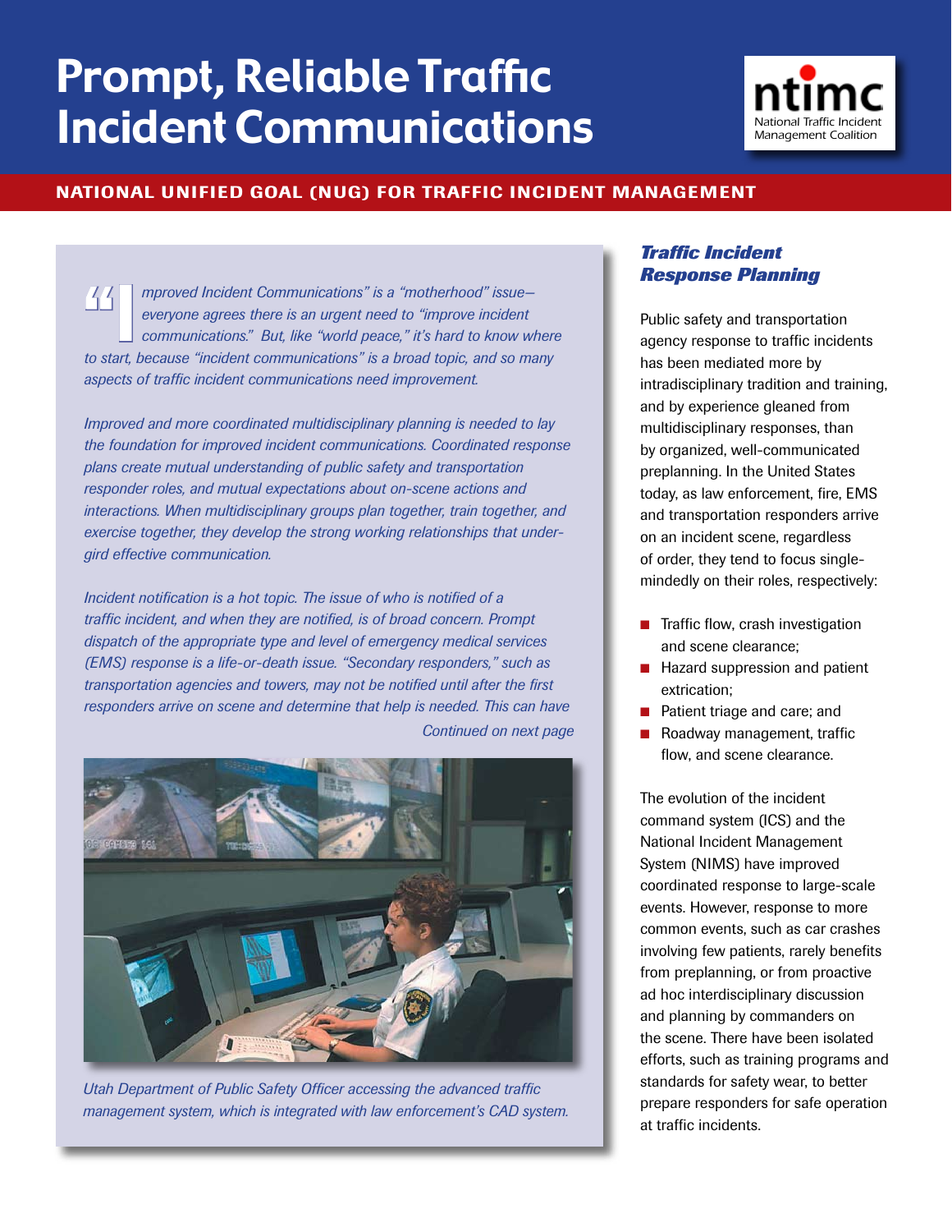# Prompt, Reliable Traffic Incident Communications

ntimc
National Traffic Incident Management Coalition

## NATIONAL UNIFIED GOAL (NUG) FOR TRAFFIC INCIDENT MANAGEMENT

*"Improved Incident Communications" is a "motherhood" issue—everyone agrees there is an urgent need to "improve incident communications." But, like "world peace," it's hard to know where to start, because "incident communications" is a broad topic, and so many aspects of traffic incident communications need improvement.*

*Improved and more coordinated multidisciplinary planning is needed to lay the foundation for improved incident communications. Coordinated response plans create mutual understanding of public safety and transportation responder roles, and mutual expectations about on-scene actions and interactions. When multidisciplinary groups plan together, train together, and exercise together, they develop the strong working relationships that undergird effective communication.*

*Incident notification is a hot topic. The issue of who is notified of a traffic incident, and when they are notified, is of broad concern. Prompt dispatch of the appropriate type and level of emergency medical services (EMS) response is a life-or-death issue. "Secondary responders," such as transportation agencies and towers, may not be notified until after the first responders arrive on scene and determine that help is needed. This can have*

*Continued on next page*

*Utah Department of Public Safety Officer accessing the advanced traffic management system, which is integrated with law enforcement's CAD system.*

### *Traffic Incident Response Planning*

Public safety and transportation agency response to traffic incidents has been mediated more by intradisciplinary tradition and training, and by experience gleaned from multidisciplinary responses, than by organized, well-communicated preplanning. In the United States today, as law enforcement, fire, EMS and transportation responders arrive on an incident scene, regardless of order, they tend to focus single-mindedly on their roles, respectively:

- Traffic flow, crash investigation and scene clearance;
- Hazard suppression and patient extrication;
- Patient triage and care; and
- Roadway management, traffic flow, and scene clearance.

The evolution of the incident command system (ICS) and the National Incident Management System (NIMS) have improved coordinated response to large-scale events. However, response to more common events, such as car crashes involving few patients, rarely benefits from preplanning, or from proactive ad hoc interdisciplinary discussion and planning by commanders on the scene. There have been isolated efforts, such as training programs and standards for safety wear, to better prepare responders for safe operation at traffic incidents.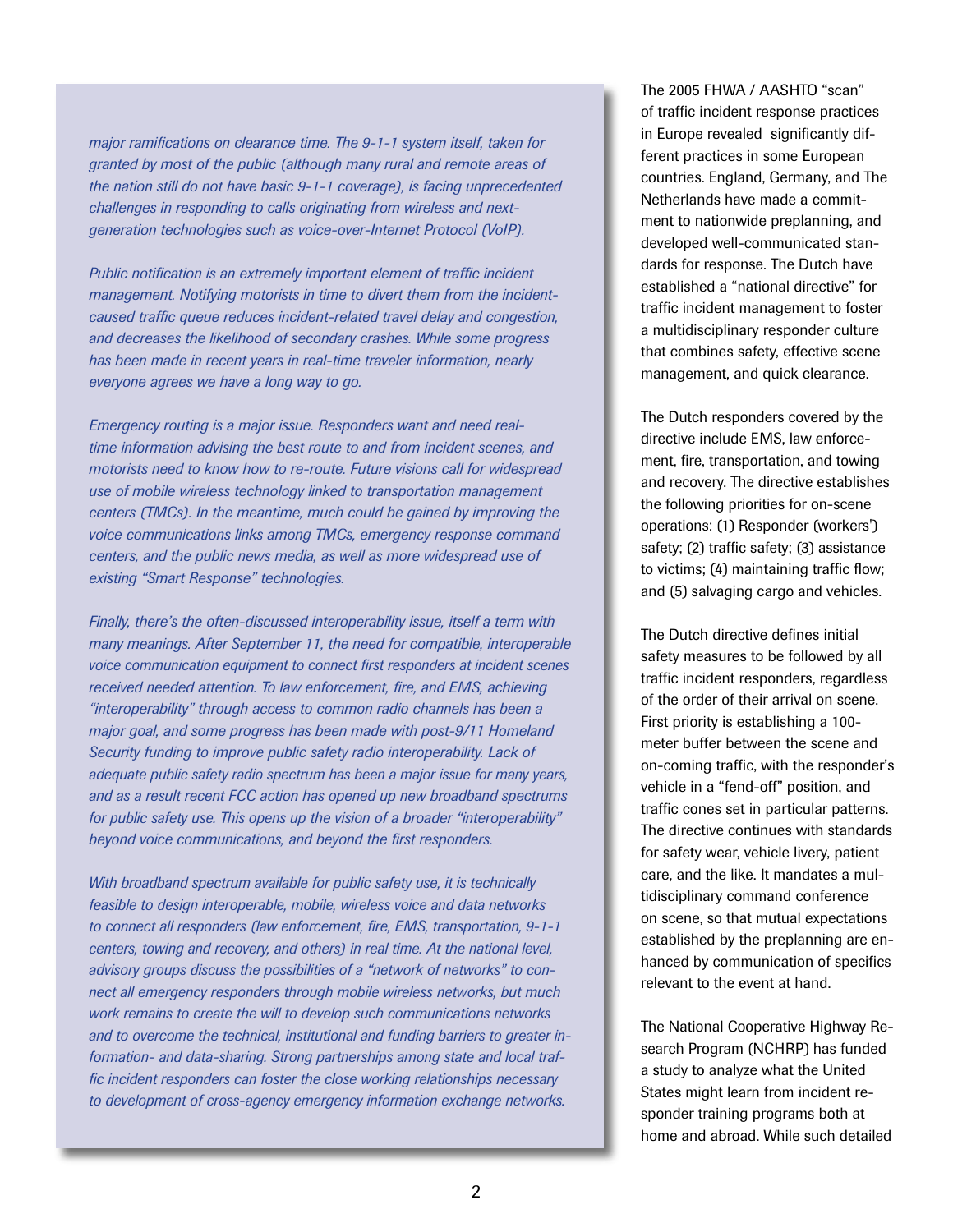*major ramifications on clearance time. The 9-1-1 system itself, taken for granted by most of the public (although many rural and remote areas of the nation still do not have basic 9-1-1 coverage), is facing unprecedented challenges in responding to calls originating from wireless and next-generation technologies such as voice-over-Internet Protocol (VoIP).*

*Public notification is an extremely important element of traffic incident management. Notifying motorists in time to divert them from the incident-caused traffic queue reduces incident-related travel delay and congestion, and decreases the likelihood of secondary crashes. While some progress has been made in recent years in real-time traveler information, nearly everyone agrees we have a long way to go.*

*Emergency routing is a major issue. Responders want and need real-time information advising the best route to and from incident scenes, and motorists need to know how to re-route. Future visions call for widespread use of mobile wireless technology linked to transportation management centers (TMCs). In the meantime, much could be gained by improving the voice communications links among TMCs, emergency response command centers, and the public news media, as well as more widespread use of existing "Smart Response" technologies.*

*Finally, there's the often-discussed interoperability issue, itself a term with many meanings. After September 11, the need for compatible, interoperable voice communication equipment to connect first responders at incident scenes received needed attention. To law enforcement, fire, and EMS, achieving "interoperability" through access to common radio channels has been a major goal, and some progress has been made with post-9/11 Homeland Security funding to improve public safety radio interoperability. Lack of adequate public safety radio spectrum has been a major issue for many years, and as a result recent FCC action has opened up new broadband spectrums for public safety use. This opens up the vision of a broader "interoperability" beyond voice communications, and beyond the first responders.*

*With broadband spectrum available for public safety use, it is technically feasible to design interoperable, mobile, wireless voice and data networks to connect all responders (law enforcement, fire, EMS, transportation, 9-1-1 centers, towing and recovery, and others) in real time. At the national level, advisory groups discuss the possibilities of a "network of networks" to connect all emergency responders through mobile wireless networks, but much work remains to create the will to develop such communications networks and to overcome the technical, institutional and funding barriers to greater information- and data-sharing. Strong partnerships among state and local traffic incident responders can foster the close working relationships necessary to development of cross-agency emergency information exchange networks.*

The 2005 FHWA / AASHTO "scan" of traffic incident response practices in Europe revealed significantly different practices in some European countries. England, Germany, and The Netherlands have made a commitment to nationwide preplanning, and developed well-communicated standards for response. The Dutch have established a "national directive" for traffic incident management to foster a multidisciplinary responder culture that combines safety, effective scene management, and quick clearance.

The Dutch responders covered by the directive include EMS, law enforcement, fire, transportation, and towing and recovery. The directive establishes the following priorities for on-scene operations: (1) Responder (workers') safety; (2) traffic safety; (3) assistance to victims; (4) maintaining traffic flow; and (5) salvaging cargo and vehicles.

The Dutch directive defines initial safety measures to be followed by all traffic incident responders, regardless of the order of their arrival on scene. First priority is establishing a 100-meter buffer between the scene and on-coming traffic, with the responder's vehicle in a "fend-off" position, and traffic cones set in particular patterns. The directive continues with standards for safety wear, vehicle livery, patient care, and the like. It mandates a multidisciplinary command conference on scene, so that mutual expectations established by the preplanning are enhanced by communication of specifics relevant to the event at hand.

The National Cooperative Highway Research Program (NCHRP) has funded a study to analyze what the United States might learn from incident responder training programs both at home and abroad. While such detailed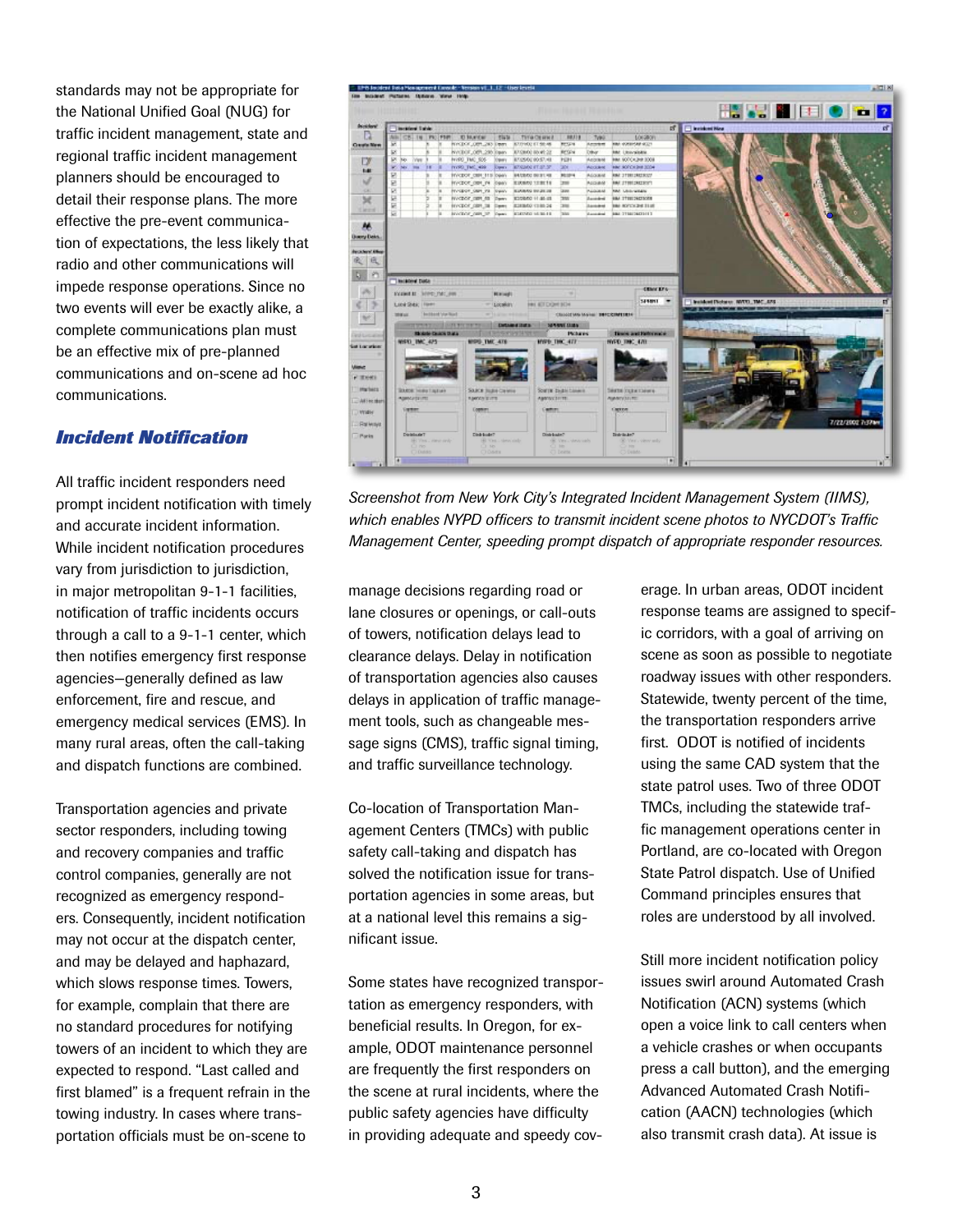standards may not be appropriate for the National Unified Goal (NUG) for traffic incident management, state and regional traffic incident management planners should be encouraged to detail their response plans. The more effective the pre-event communication of expectations, the less likely that radio and other communications will impede response operations. Since no two events will ever be exactly alike, a complete communications plan must be an effective mix of pre-planned communications and on-scene ad hoc communications.

## *Incident Notification*

All traffic incident responders need prompt incident notification with timely and accurate incident information. While incident notification procedures vary from jurisdiction to jurisdiction, in major metropolitan 9-1-1 facilities, notification of traffic incidents occurs through a call to a 9-1-1 center, which then notifies emergency first response agencies—generally defined as law enforcement, fire and rescue, and emergency medical services (EMS). In many rural areas, often the call-taking and dispatch functions are combined.

Transportation agencies and private sector responders, including towing and recovery companies and traffic control companies, generally are not recognized as emergency responders. Consequently, incident notification may not occur at the dispatch center, and may be delayed and haphazard, which slows response times. Towers, for example, complain that there are no standard procedures for notifying towers of an incident to which they are expected to respond. "Last called and first blamed" is a frequent refrain in the towing industry. In cases where transportation officials must be on-scene to manage decisions regarding road or lane closures or openings, or call-outs of towers, notification delays lead to clearance delays. Delay in notification of transportation agencies also causes delays in application of traffic management tools, such as changeable message signs (CMS), traffic signal timing, and traffic surveillance technology.

*Screenshot from New York City's Integrated Incident Management System (IIMS), which enables NYPD officers to transmit incident scene photos to NYCDOT's Traffic Management Center, speeding prompt dispatch of appropriate responder resources.*

Co-location of Transportation Management Centers (TMCs) with public safety call-taking and dispatch has solved the notification issue for transportation agencies in some areas, but at a national level this remains a significant issue.

Some states have recognized transportation as emergency responders, with beneficial results. In Oregon, for example, ODOT maintenance personnel are frequently the first responders on the scene at rural incidents, where the public safety agencies have difficulty in providing adequate and speedy coverage. In urban areas, ODOT incident response teams are assigned to specific corridors, with a goal of arriving on scene as soon as possible to negotiate roadway issues with other responders. Statewide, twenty percent of the time, the transportation responders arrive first. ODOT is notified of incidents using the same CAD system that the state patrol uses. Two of three ODOT TMCs, including the statewide traffic management operations center in Portland, are co-located with Oregon State Patrol dispatch. Use of Unified Command principles ensures that roles are understood by all involved.

Still more incident notification policy issues swirl around Automated Crash Notification (ACN) systems (which open a voice link to call centers when a vehicle crashes or when occupants press a call button), and the emerging Advanced Automated Crash Notification (AACN) technologies (which also transmit crash data). At issue is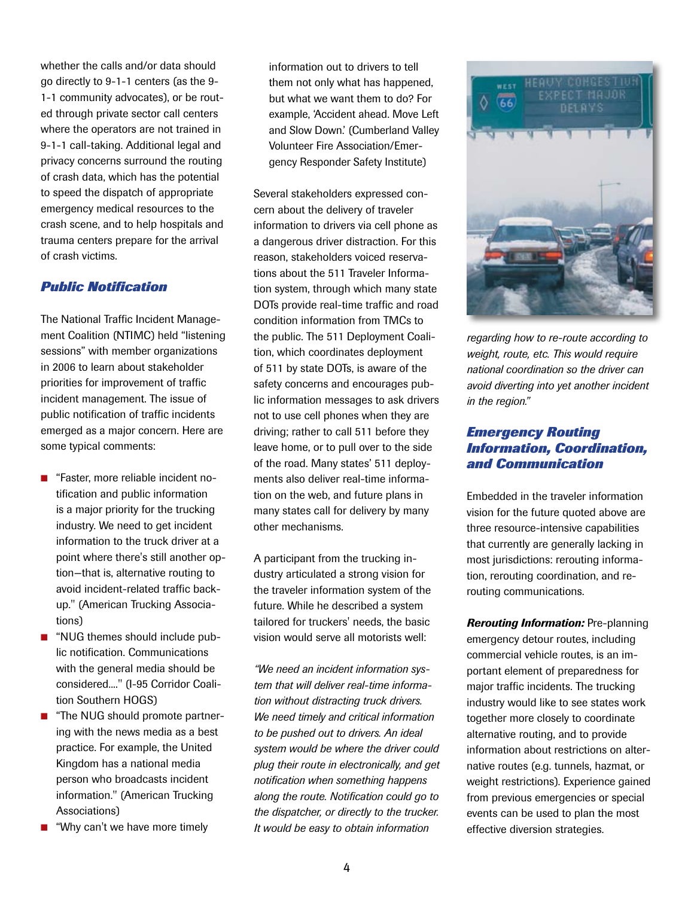whether the calls and/or data should go directly to 9-1-1 centers (as the 9-1-1 community advocates), or be routed through private sector call centers where the operators are not trained in 9-1-1 call-taking. Additional legal and privacy concerns surround the routing of crash data, which has the potential to speed the dispatch of appropriate emergency medical resources to the crash scene, and to help hospitals and trauma centers prepare for the arrival of crash victims.

### *Public Notification*

The National Traffic Incident Management Coalition (NTIMC) held "listening sessions" with member organizations in 2006 to learn about stakeholder priorities for improvement of traffic incident management. The issue of public notification of traffic incidents emerged as a major concern. Here are some typical comments:

- "Faster, more reliable incident notification and public information is a major priority for the trucking industry. We need to get incident information to the truck driver at a point where there's still another option—that is, alternative routing to avoid incident-related traffic backup." (American Trucking Associations)
- "NUG themes should include public notification. Communications with the general media should be considered...." (I-95 Corridor Coalition Southern HOGS)
- "The NUG should promote partnering with the news media as a best practice. For example, the United Kingdom has a national media person who broadcasts incident information." (American Trucking Associations)
- "Why can't we have more timely information out to drivers to tell them not only what has happened, but what we want them to do? For example, 'Accident ahead. Move Left and Slow Down.' (Cumberland Valley Volunteer Fire Association/Emergency Responder Safety Institute)

Several stakeholders expressed concern about the delivery of traveler information to drivers via cell phone as a dangerous driver distraction. For this reason, stakeholders voiced reservations about the 511 Traveler Information system, through which many state DOTs provide real-time traffic and road condition information from TMCs to the public. The 511 Deployment Coalition, which coordinates deployment of 511 by state DOTs, is aware of the safety concerns and encourages public information messages to ask drivers not to use cell phones when they are driving; rather to call 511 before they leave home, or to pull over to the side of the road. Many states' 511 deployments also deliver real-time information on the web, and future plans in many states call for delivery by many other mechanisms.

A participant from the trucking industry articulated a strong vision for the traveler information system of the future. While he described a system tailored for truckers' needs, the basic vision would serve all motorists well:

*"We need an incident information system that will deliver real-time information without distracting truck drivers. We need timely and critical information to be pushed out to drivers. An ideal system would be where the driver could plug their route in electronically, and get notification when something happens along the route. Notification could go to the dispatcher, or directly to the trucker. It would be easy to obtain information regarding how to re-route according to weight, route, etc. This would require national coordination so the driver can avoid diverting into yet another incident in the region."*

### *Emergency Routing Information, Coordination, and Communication*

Embedded in the traveler information vision for the future quoted above are three resource-intensive capabilities that currently are generally lacking in most jurisdictions: rerouting information, rerouting coordination, and rerouting communications.

***Rerouting Information:*** Pre-planning emergency detour routes, including commercial vehicle routes, is an important element of preparedness for major traffic incidents. The trucking industry would like to see states work together more closely to coordinate alternative routing, and to provide information about restrictions on alternative routes (e.g. tunnels, hazmat, or weight restrictions). Experience gained from previous emergencies or special events can be used to plan the most effective diversion strategies.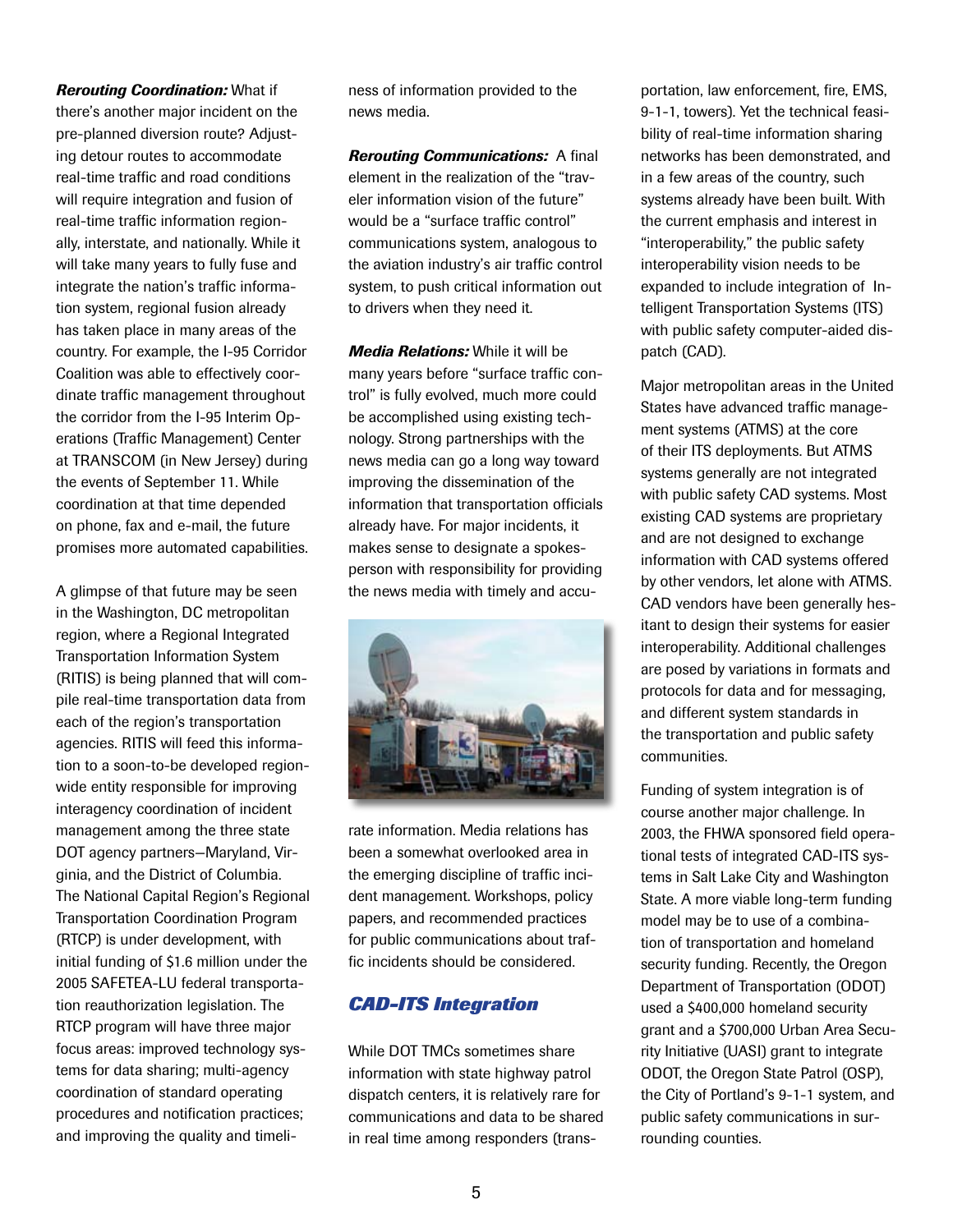***Rerouting Coordination:*** What if there's another major incident on the pre-planned diversion route? Adjusting detour routes to accommodate real-time traffic and road conditions will require integration and fusion of real-time traffic information regionally, interstate, and nationally. While it will take many years to fully fuse and integrate the nation's traffic information system, regional fusion already has taken place in many areas of the country. For example, the I-95 Corridor Coalition was able to effectively coordinate traffic management throughout the corridor from the I-95 Interim Operations (Traffic Management) Center at TRANSCOM (in New Jersey) during the events of September 11. While coordination at that time depended on phone, fax and e-mail, the future promises more automated capabilities.

A glimpse of that future may be seen in the Washington, DC metropolitan region, where a Regional Integrated Transportation Information System (RITIS) is being planned that will compile real-time transportation data from each of the region's transportation agencies. RITIS will feed this information to a soon-to-be developed region-wide entity responsible for improving interagency coordination of incident management among the three state DOT agency partners—Maryland, Virginia, and the District of Columbia. The National Capital Region's Regional Transportation Coordination Program (RTCP) is under development, with initial funding of $1.6 million under the 2005 SAFETEA-LU federal transportation reauthorization legislation. The RTCP program will have three major focus areas: improved technology systems for data sharing; multi-agency coordination of standard operating procedures and notification practices; and improving the quality and timeliness of information provided to the news media.

***Rerouting Communications:*** A final element in the realization of the "traveler information vision of the future" would be a "surface traffic control" communications system, analogous to the aviation industry's air traffic control system, to push critical information out to drivers when they need it.

***Media Relations:*** While it will be many years before "surface traffic control" is fully evolved, much more could be accomplished using existing technology. Strong partnerships with the news media can go a long way toward improving the dissemination of the information that transportation officials already have. For major incidents, it makes sense to designate a spokesperson with responsibility for providing the news media with timely and accurate information. Media relations has been a somewhat overlooked area in the emerging discipline of traffic incident management. Workshops, policy papers, and recommended practices for public communications about traffic incidents should be considered.

## *CAD-ITS Integration*

While DOT TMCs sometimes share information with state highway patrol dispatch centers, it is relatively rare for communications and data to be shared in real time among responders (transportation, law enforcement, fire, EMS, 9-1-1, towers). Yet the technical feasibility of real-time information sharing networks has been demonstrated, and in a few areas of the country, such systems already have been built. With the current emphasis and interest in "interoperability," the public safety interoperability vision needs to be expanded to include integration of Intelligent Transportation Systems (ITS) with public safety computer-aided dispatch (CAD).

Major metropolitan areas in the United States have advanced traffic management systems (ATMS) at the core of their ITS deployments. But ATMS systems generally are not integrated with public safety CAD systems. Most existing CAD systems are proprietary and are not designed to exchange information with CAD systems offered by other vendors, let alone with ATMS. CAD vendors have been generally hesitant to design their systems for easier interoperability. Additional challenges are posed by variations in formats and protocols for data and for messaging, and different system standards in the transportation and public safety communities.

Funding of system integration is of course another major challenge. In 2003, the FHWA sponsored field operational tests of integrated CAD-ITS systems in Salt Lake City and Washington State. A more viable long-term funding model may be to use of a combination of transportation and homeland security funding. Recently, the Oregon Department of Transportation (ODOT) used a $400,000 homeland security grant and a $700,000 Urban Area Security Initiative (UASI) grant to integrate ODOT, the Oregon State Patrol (OSP), the City of Portland's 9-1-1 system, and public safety communications in surrounding counties.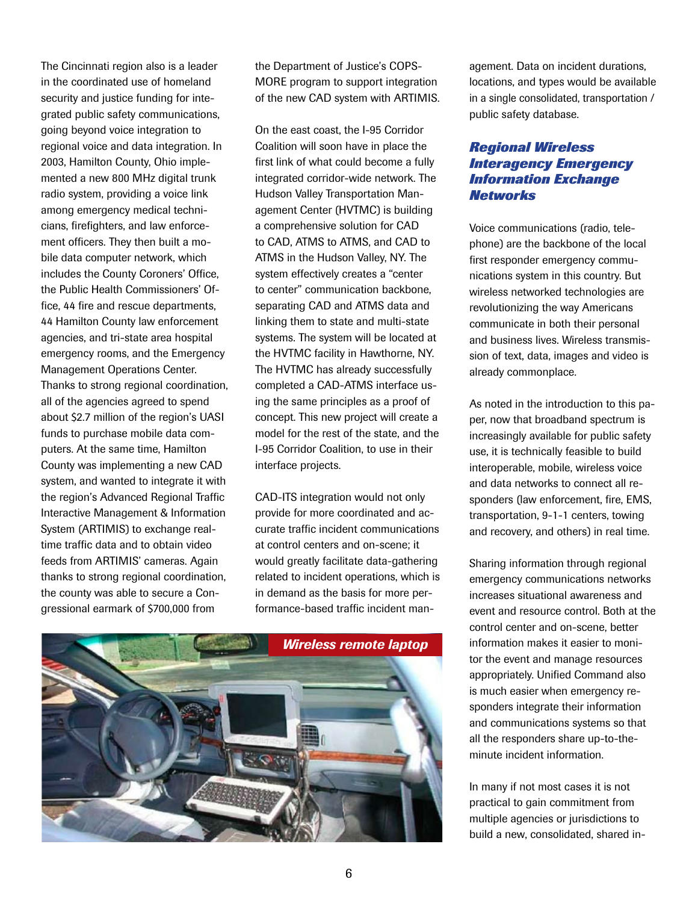The Cincinnati region also is a leader in the coordinated use of homeland security and justice funding for integrated public safety communications, going beyond voice integration to regional voice and data integration. In 2003, Hamilton County, Ohio implemented a new 800 MHz digital trunk radio system, providing a voice link among emergency medical technicians, firefighters, and law enforcement officers. They then built a mobile data computer network, which includes the County Coroners' Office, the Public Health Commissioners' Office, 44 fire and rescue departments, 44 Hamilton County law enforcement agencies, and tri-state area hospital emergency rooms, and the Emergency Management Operations Center. Thanks to strong regional coordination, all of the agencies agreed to spend about $2.7 million of the region's UASI funds to purchase mobile data computers. At the same time, Hamilton County was implementing a new CAD system, and wanted to integrate it with the region's Advanced Regional Traffic Interactive Management & Information System (ARTIMIS) to exchange real-time traffic data and to obtain video feeds from ARTIMIS' cameras. Again thanks to strong regional coordination, the county was able to secure a Congressional earmark of $700,000 from the Department of Justice's COPS-MORE program to support integration of the new CAD system with ARTIMIS.

On the east coast, the I-95 Corridor Coalition will soon have in place the first link of what could become a fully integrated corridor-wide network. The Hudson Valley Transportation Management Center (HVTMC) is building a comprehensive solution for CAD to CAD, ATMS to ATMS, and CAD to ATMS in the Hudson Valley, NY. The system effectively creates a "center to center" communication backbone, separating CAD and ATMS data and linking them to state and multi-state systems. The system will be located at the HVTMC facility in Hawthorne, NY. The HVTMC has already successfully completed a CAD-ATMS interface using the same principles as a proof of concept. This new project will create a model for the rest of the state, and the I-95 Corridor Coalition, to use in their interface projects.

CAD-ITS integration would not only provide for more coordinated and accurate traffic incident communications at control centers and on-scene; it would greatly facilitate data-gathering related to incident operations, which is in demand as the basis for more performance-based traffic incident management. Data on incident durations, locations, and types would be available in a single consolidated, transportation / public safety database.

*Wireless remote laptop*

## *Regional Wireless Interagency Emergency Information Exchange Networks*

Voice communications (radio, telephone) are the backbone of the local first responder emergency communications system in this country. But wireless networked technologies are revolutionizing the way Americans communicate in both their personal and business lives. Wireless transmission of text, data, images and video is already commonplace.

As noted in the introduction to this paper, now that broadband spectrum is increasingly available for public safety use, it is technically feasible to build interoperable, mobile, wireless voice and data networks to connect all responders (law enforcement, fire, EMS, transportation, 9-1-1 centers, towing and recovery, and others) in real time.

Sharing information through regional emergency communications networks increases situational awareness and event and resource control. Both at the control center and on-scene, better information makes it easier to monitor the event and manage resources appropriately. Unified Command also is much easier when emergency responders integrate their information and communications systems so that all the responders share up-to-the-minute incident information.

In many if not most cases it is not practical to gain commitment from multiple agencies or jurisdictions to build a new, consolidated, shared in-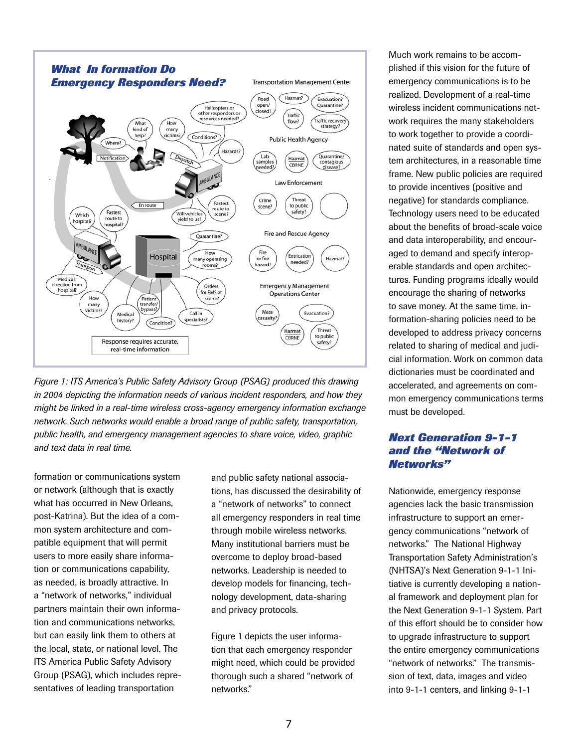**What In formation Do Emergency Responders Need?**

*Figure 1: ITS America's Public Safety Advisory Group (PSAG) produced this drawing in 2004 depicting the information needs of various incident responders, and how they might be linked in a real-time wireless cross-agency emergency information exchange network. Such networks would enable a broad range of public safety, transportation, public health, and emergency management agencies to share voice, video, graphic and text data in real time.*

formation or communications system or network (although that is exactly what has occurred in New Orleans, post-Katrina). But the idea of a common system architecture and compatible equipment that will permit users to more easily share information or communications capability, as needed, is broadly attractive. In a "network of networks," individual partners maintain their own information and communications networks, but can easily link them to others at the local, state, or national level. The ITS America Public Safety Advisory Group (PSAG), which includes representatives of leading transportation and public safety national associations, has discussed the desirability of a "network of networks" to connect all emergency responders in real time through mobile wireless networks. Many institutional barriers must be overcome to deploy broad-based networks. Leadership is needed to develop models for financing, technology development, data-sharing and privacy protocols.

Figure 1 depicts the user information that each emergency responder might need, which could be provided thorough such a shared "network of networks."

Much work remains to be accomplished if this vision for the future of emergency communications is to be realized. Development of a real-time wireless incident communications network requires the many stakeholders to work together to provide a coordinated suite of standards and open system architectures, in a reasonable time frame. New public policies are required to provide incentives (positive and negative) for standards compliance. Technology users need to be educated about the benefits of broad-scale voice and data interoperability, and encouraged to demand and specify interoperable standards and open architectures. Funding programs ideally would encourage the sharing of networks to save money. At the same time, information-sharing policies need to be developed to address privacy concerns related to sharing of medical and judicial information. Work on common data dictionaries must be coordinated and accelerated, and agreements on common emergency communications terms must be developed.

## Next Generation 9-1-1 and the "Network of Networks"

Nationwide, emergency response agencies lack the basic transmission infrastructure to support an emergency communications "network of networks." The National Highway Transportation Safety Administration's (NHTSA)'s Next Generation 9-1-1 Initiative is currently developing a national framework and deployment plan for the Next Generation 9-1-1 System. Part of this effort should be to consider how to upgrade infrastructure to support the entire emergency communications "network of networks." The transmission of text, data, images and video into 9-1-1 centers, and linking 9-1-1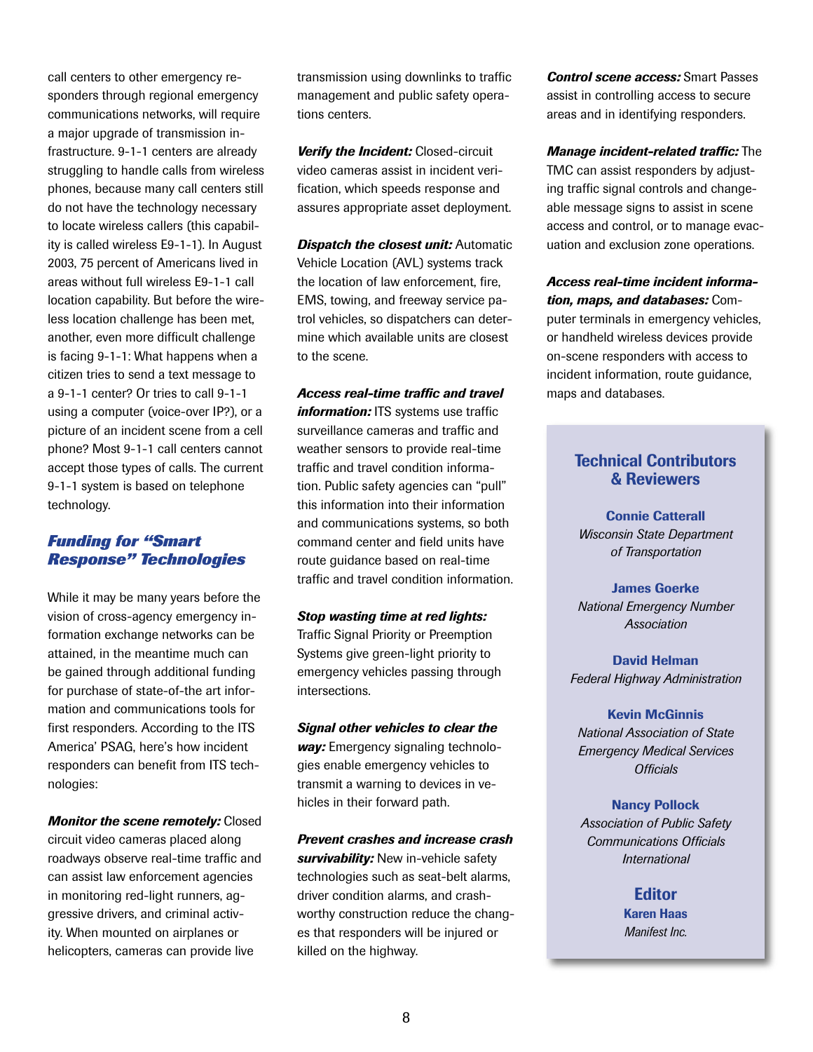call centers to other emergency responders through regional emergency communications networks, will require a major upgrade of transmission infrastructure. 9-1-1 centers are already struggling to handle calls from wireless phones, because many call centers still do not have the technology necessary to locate wireless callers (this capability is called wireless E9-1-1). In August 2003, 75 percent of Americans lived in areas without full wireless E9-1-1 call location capability. But before the wireless location challenge has been met, another, even more difficult challenge is facing 9-1-1: What happens when a citizen tries to send a text message to a 9-1-1 center? Or tries to call 9-1-1 using a computer (voice-over IP?), or a picture of an incident scene from a cell phone? Most 9-1-1 call centers cannot accept those types of calls. The current 9-1-1 system is based on telephone technology.

## *Funding for "Smart Response" Technologies*

While it may be many years before the vision of cross-agency emergency information exchange networks can be attained, in the meantime much can be gained through additional funding for purchase of state-of-the art information and communications tools for first responders. According to the ITS America' PSAG, here's how incident responders can benefit from ITS technologies:

***Monitor the scene remotely:*** Closed circuit video cameras placed along roadways observe real-time traffic and can assist law enforcement agencies in monitoring red-light runners, aggressive drivers, and criminal activity. When mounted on airplanes or helicopters, cameras can provide live transmission using downlinks to traffic management and public safety operations centers.

***Verify the Incident:*** Closed-circuit video cameras assist in incident verification, which speeds response and assures appropriate asset deployment.

***Dispatch the closest unit:*** Automatic Vehicle Location (AVL) systems track the location of law enforcement, fire, EMS, towing, and freeway service patrol vehicles, so dispatchers can determine which available units are closest to the scene.

***Access real-time traffic and travel information:*** ITS systems use traffic surveillance cameras and traffic and weather sensors to provide real-time traffic and travel condition information. Public safety agencies can "pull" this information into their information and communications systems, so both command center and field units have route guidance based on real-time traffic and travel condition information.

***Stop wasting time at red lights:*** Traffic Signal Priority or Preemption Systems give green-light priority to emergency vehicles passing through intersections.

***Signal other vehicles to clear the way:*** Emergency signaling technologies enable emergency vehicles to transmit a warning to devices in vehicles in their forward path.

***Prevent crashes and increase crash survivability:*** New in-vehicle safety technologies such as seat-belt alarms, driver condition alarms, and crashworthy construction reduce the changes that responders will be injured or killed on the highway.

***Control scene access:*** Smart Passes assist in controlling access to secure areas and in identifying responders.

***Manage incident-related traffic:*** The TMC can assist responders by adjusting traffic signal controls and changeable message signs to assist in scene access and control, or to manage evacuation and exclusion zone operations.

***Access real-time incident information, maps, and databases:*** Computer terminals in emergency vehicles, or handheld wireless devices provide on-scene responders with access to incident information, route guidance, maps and databases.

### Technical Contributors & Reviewers

**Connie Catterall**
*Wisconsin State Department of Transportation*

**James Goerke**
*National Emergency Number Association*

**David Helman**
*Federal Highway Administration*

**Kevin McGinnis**
*National Association of State Emergency Medical Services Officials*

**Nancy Pollock**
*Association of Public Safety Communications Officials International*

### Editor

**Karen Haas**
*Manifest Inc.*